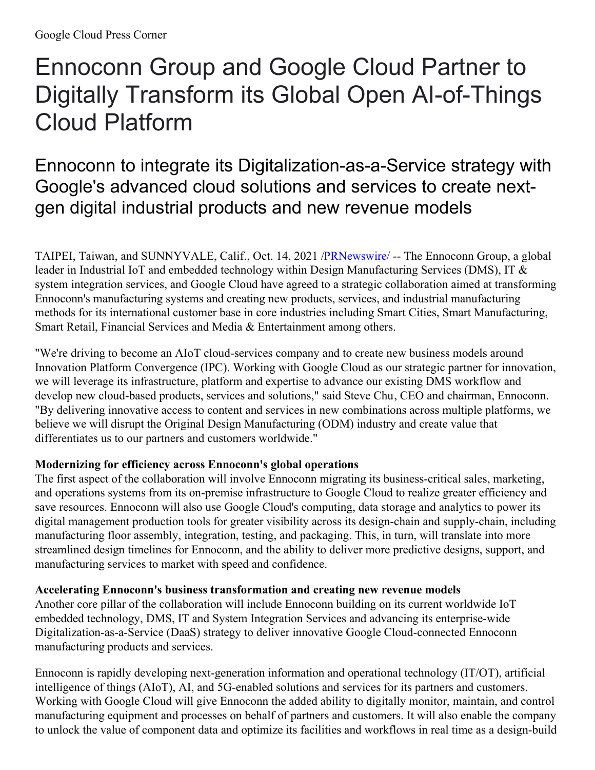Google Cloud Press Corner

# Ennoconn Group and Google Cloud Partner to Digitally Transform its Global Open AI-of-Things Cloud Platform

## Ennoconn to integrate its Digitalization-as-a-Service strategy with Google's advanced cloud solutions and services to create next-gen digital industrial products and new revenue models

TAIPEI, Taiwan, and SUNNYVALE, Calif., Oct. 14, 2021 /PRNewswire/ -- The Ennoconn Group, a global leader in Industrial IoT and embedded technology within Design Manufacturing Services (DMS), IT & system integration services, and Google Cloud have agreed to a strategic collaboration aimed at transforming Ennoconn's manufacturing systems and creating new products, services, and industrial manufacturing methods for its international customer base in core industries including Smart Cities, Smart Manufacturing, Smart Retail, Financial Services and Media & Entertainment among others.

"We're driving to become an AIoT cloud-services company and to create new business models around Innovation Platform Convergence (IPC). Working with Google Cloud as our strategic partner for innovation, we will leverage its infrastructure, platform and expertise to advance our existing DMS workflow and develop new cloud-based products, services and solutions," said Steve Chu, CEO and chairman, Ennoconn. "By delivering innovative access to content and services in new combinations across multiple platforms, we believe we will disrupt the Original Design Manufacturing (ODM) industry and create value that differentiates us to our partners and customers worldwide."

**Modernizing for efficiency across Ennoconn's global operations**

The first aspect of the collaboration will involve Ennoconn migrating its business-critical sales, marketing, and operations systems from its on-premise infrastructure to Google Cloud to realize greater efficiency and save resources. Ennoconn will also use Google Cloud's computing, data storage and analytics to power its digital management production tools for greater visibility across its design-chain and supply-chain, including manufacturing floor assembly, integration, testing, and packaging. This, in turn, will translate into more streamlined design timelines for Ennoconn, and the ability to deliver more predictive designs, support, and manufacturing services to market with speed and confidence.

**Accelerating Ennoconn's business transformation and creating new revenue models**

Another core pillar of the collaboration will include Ennoconn building on its current worldwide IoT embedded technology, DMS, IT and System Integration Services and advancing its enterprise-wide Digitalization-as-a-Service (DaaS) strategy to deliver innovative Google Cloud-connected Ennoconn manufacturing products and services.

Ennoconn is rapidly developing next-generation information and operational technology (IT/OT), artificial intelligence of things (AIoT), AI, and 5G-enabled solutions and services for its partners and customers. Working with Google Cloud will give Ennoconn the added ability to digitally monitor, maintain, and control manufacturing equipment and processes on behalf of partners and customers. It will also enable the company to unlock the value of component data and optimize its facilities and workflows in real time as a design-build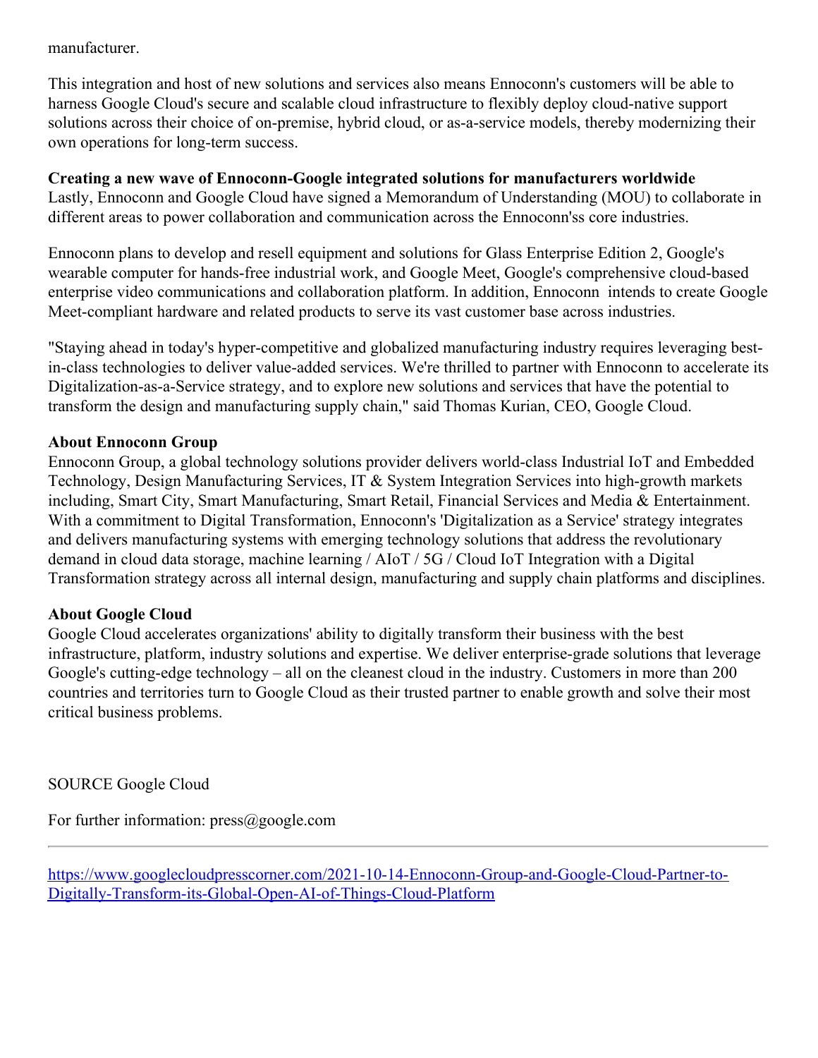manufacturer.

This integration and host of new solutions and services also means Ennoconn's customers will be able to harness Google Cloud's secure and scalable cloud infrastructure to flexibly deploy cloud-native support solutions across their choice of on-premise, hybrid cloud, or as-a-service models, thereby modernizing their own operations for long-term success.

**Creating a new wave of Ennoconn-Google integrated solutions for manufacturers worldwide**

Lastly, Ennoconn and Google Cloud have signed a Memorandum of Understanding (MOU) to collaborate in different areas to power collaboration and communication across the Ennoconn'ss core industries.

Ennoconn plans to develop and resell equipment and solutions for Glass Enterprise Edition 2, Google's wearable computer for hands-free industrial work, and Google Meet, Google's comprehensive cloud-based enterprise video communications and collaboration platform. In addition, Ennoconn intends to create Google Meet-compliant hardware and related products to serve its vast customer base across industries.

"Staying ahead in today's hyper-competitive and globalized manufacturing industry requires leveraging best-in-class technologies to deliver value-added services. We're thrilled to partner with Ennoconn to accelerate its Digitalization-as-a-Service strategy, and to explore new solutions and services that have the potential to transform the design and manufacturing supply chain," said Thomas Kurian, CEO, Google Cloud.

**About Ennoconn Group**

Ennoconn Group, a global technology solutions provider delivers world-class Industrial IoT and Embedded Technology, Design Manufacturing Services, IT & System Integration Services into high-growth markets including, Smart City, Smart Manufacturing, Smart Retail, Financial Services and Media & Entertainment. With a commitment to Digital Transformation, Ennoconn's 'Digitalization as a Service' strategy integrates and delivers manufacturing systems with emerging technology solutions that address the revolutionary demand in cloud data storage, machine learning / AIoT / 5G / Cloud IoT Integration with a Digital Transformation strategy across all internal design, manufacturing and supply chain platforms and disciplines.

**About Google Cloud**

Google Cloud accelerates organizations' ability to digitally transform their business with the best infrastructure, platform, industry solutions and expertise. We deliver enterprise-grade solutions that leverage Google's cutting-edge technology – all on the cleanest cloud in the industry. Customers in more than 200 countries and territories turn to Google Cloud as their trusted partner to enable growth and solve their most critical business problems.

SOURCE Google Cloud

For further information: press@google.com

---

https://www.googlecloudpresscorner.com/2021-10-14-Ennoconn-Group-and-Google-Cloud-Partner-to-Digitally-Transform-its-Global-Open-AI-of-Things-Cloud-Platform